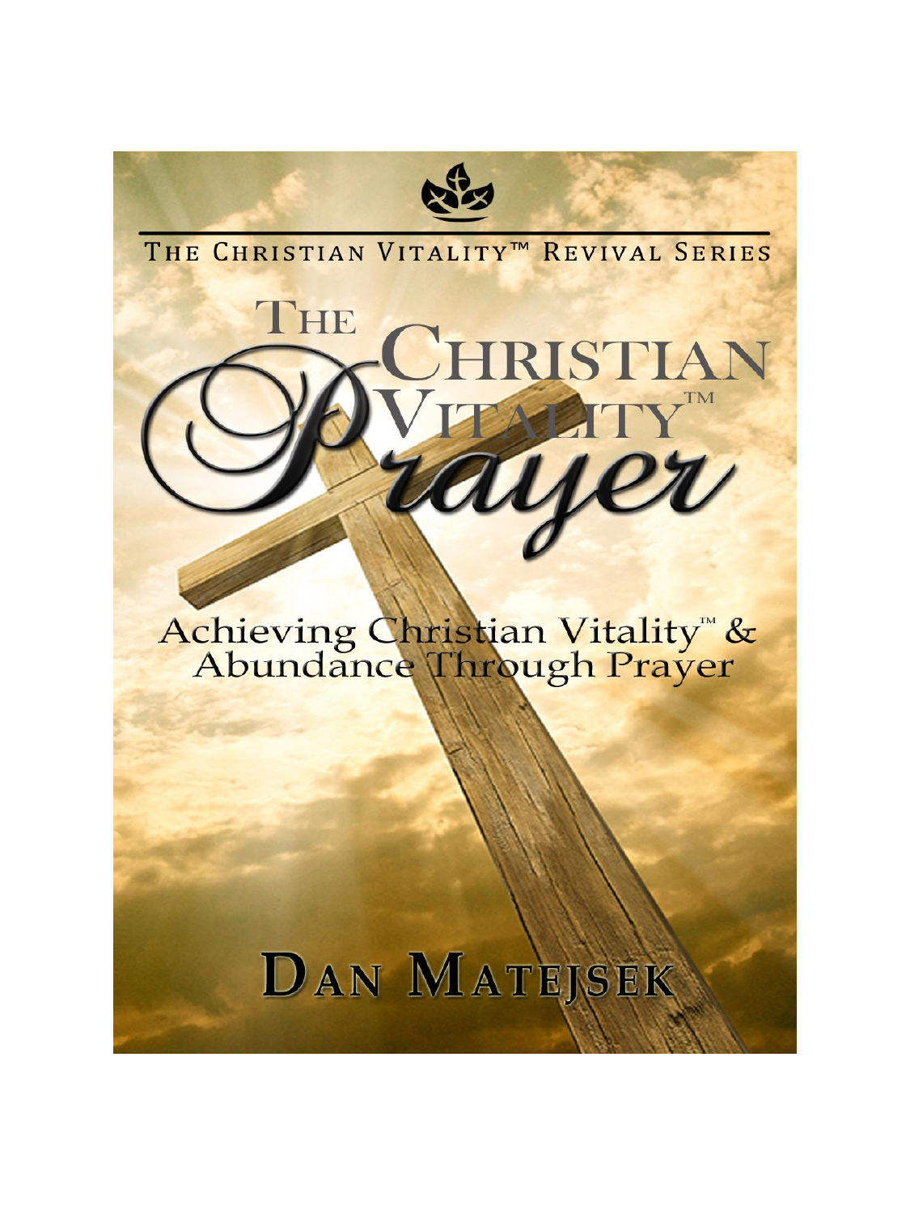THE CHRISTIAN VITALITY™ REVIVAL SERIES

# The Christian Vitality™ Prayer

## Achieving Christian Vitality™ & Abundance Through Prayer

**DAN MATEJSEK**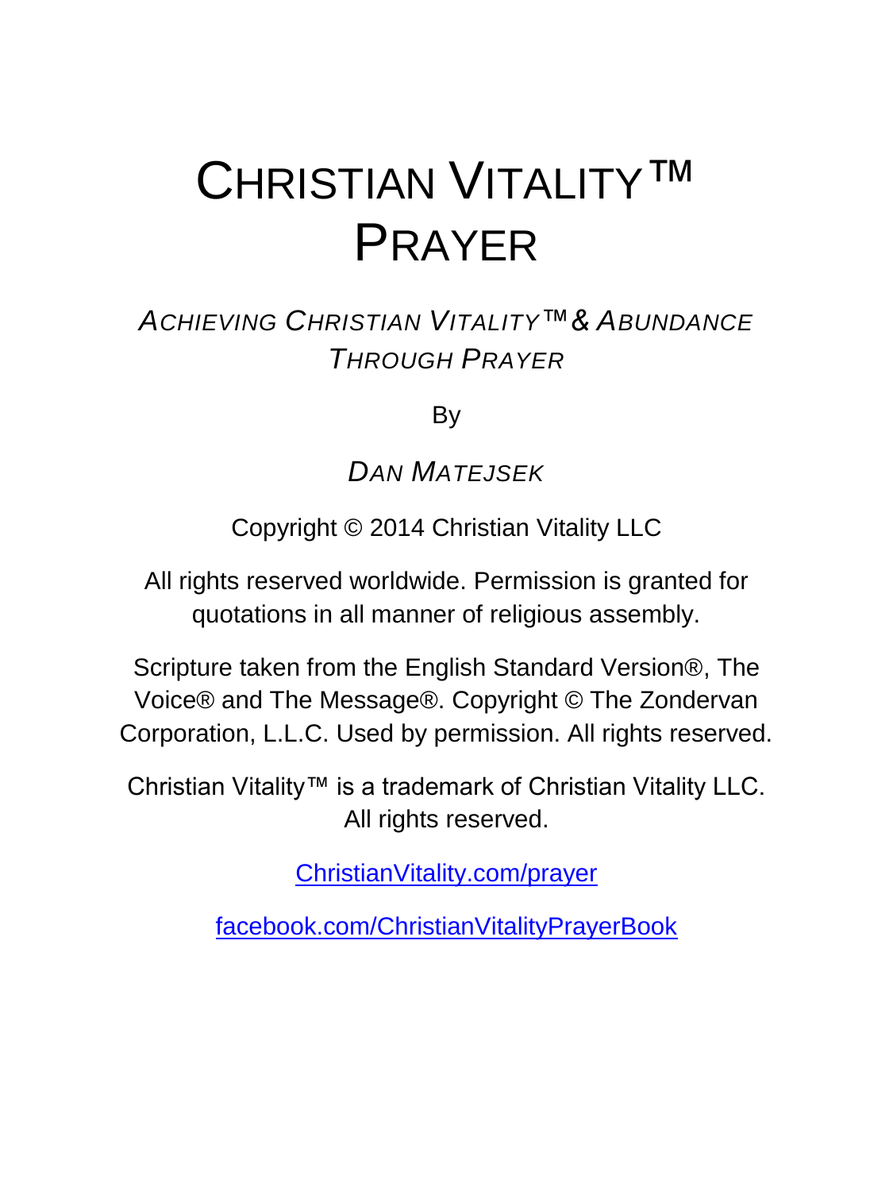# CHRISTIAN VITALITY™ PRAYER

*ACHIEVING CHRISTIAN VITALITY™ & ABUNDANCE THROUGH PRAYER*

By

*DAN MATEJSEK*

Copyright © 2014 Christian Vitality LLC

All rights reserved worldwide. Permission is granted for quotations in all manner of religious assembly.

Scripture taken from the English Standard Version®, The Voice® and The Message®. Copyright © The Zondervan Corporation, L.L.C. Used by permission. All rights reserved.

Christian Vitality™ is a trademark of Christian Vitality LLC. All rights reserved.

[ChristianVitality.com/prayer](ChristianVitality.com/prayer)

[facebook.com/ChristianVitalityPrayerBook](facebook.com/ChristianVitalityPrayerBook)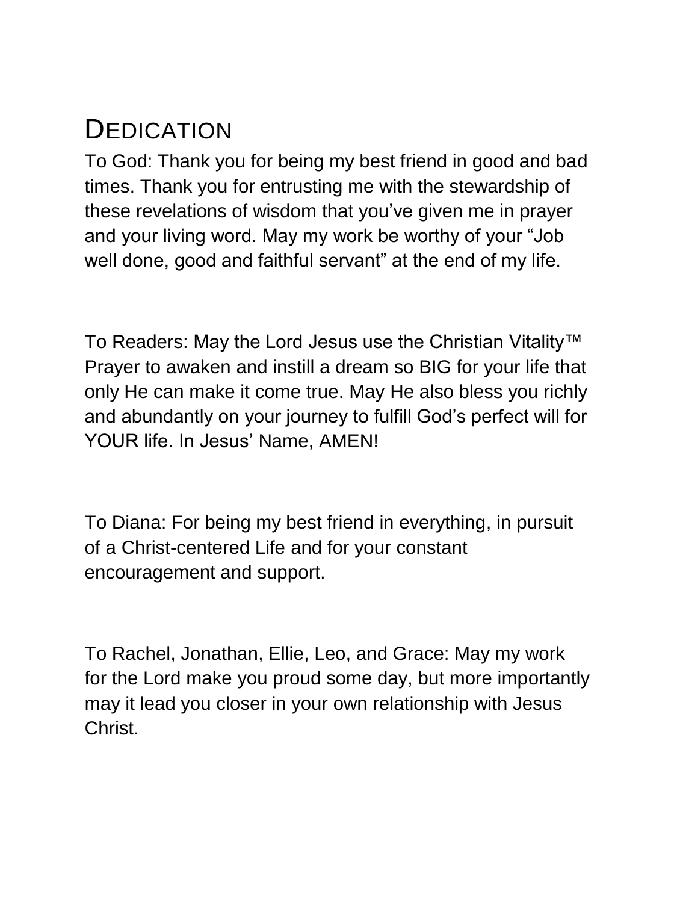# Dedication

To God: Thank you for being my best friend in good and bad times. Thank you for entrusting me with the stewardship of these revelations of wisdom that you've given me in prayer and your living word. May my work be worthy of your "Job well done, good and faithful servant" at the end of my life.

To Readers: May the Lord Jesus use the Christian Vitality™ Prayer to awaken and instill a dream so BIG for your life that only He can make it come true. May He also bless you richly and abundantly on your journey to fulfill God's perfect will for YOUR life. In Jesus' Name, AMEN!

To Diana: For being my best friend in everything, in pursuit of a Christ-centered Life and for your constant encouragement and support.

To Rachel, Jonathan, Ellie, Leo, and Grace: May my work for the Lord make you proud some day, but more importantly may it lead you closer in your own relationship with Jesus Christ.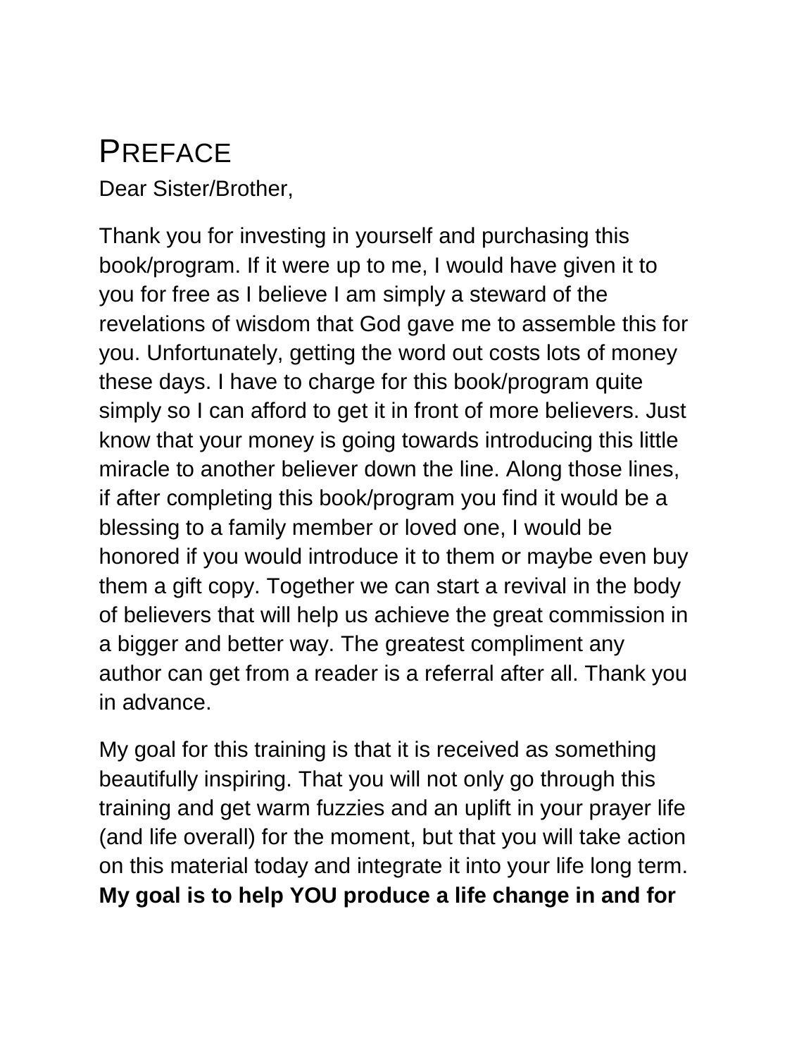# PREFACE

Dear Sister/Brother,

Thank you for investing in yourself and purchasing this book/program. If it were up to me, I would have given it to you for free as I believe I am simply a steward of the revelations of wisdom that God gave me to assemble this for you. Unfortunately, getting the word out costs lots of money these days. I have to charge for this book/program quite simply so I can afford to get it in front of more believers. Just know that your money is going towards introducing this little miracle to another believer down the line. Along those lines, if after completing this book/program you find it would be a blessing to a family member or loved one, I would be honored if you would introduce it to them or maybe even buy them a gift copy. Together we can start a revival in the body of believers that will help us achieve the great commission in a bigger and better way. The greatest compliment any author can get from a reader is a referral after all. Thank you in advance.

My goal for this training is that it is received as something beautifully inspiring. That you will not only go through this training and get warm fuzzies and an uplift in your prayer life (and life overall) for the moment, but that you will take action on this material today and integrate it into your life long term. **My goal is to help YOU produce a life change in and for**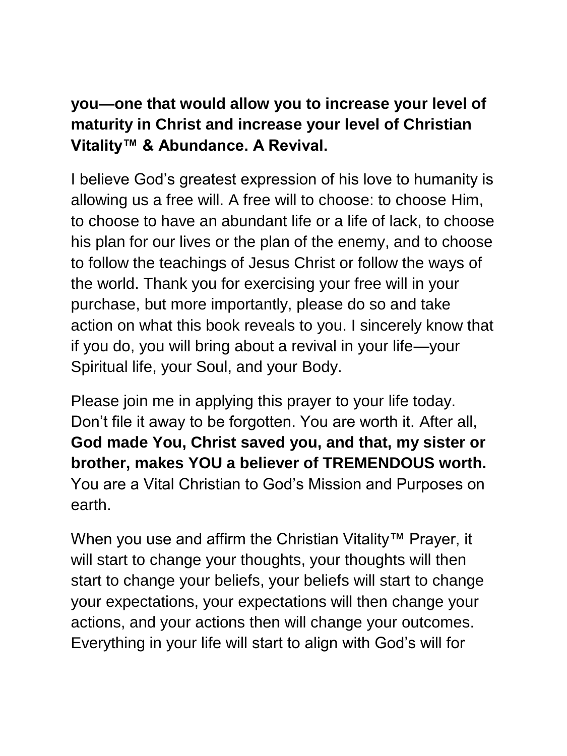**you—one that would allow you to increase your level of maturity in Christ and increase your level of Christian Vitality™ & Abundance. A Revival.**

I believe God's greatest expression of his love to humanity is allowing us a free will. A free will to choose: to choose Him, to choose to have an abundant life or a life of lack, to choose his plan for our lives or the plan of the enemy, and to choose to follow the teachings of Jesus Christ or follow the ways of the world. Thank you for exercising your free will in your purchase, but more importantly, please do so and take action on what this book reveals to you. I sincerely know that if you do, you will bring about a revival in your life—your Spiritual life, your Soul, and your Body.

Please join me in applying this prayer to your life today. Don't file it away to be forgotten. You are worth it. After all, **God made You, Christ saved you, and that, my sister or brother, makes YOU a believer of TREMENDOUS worth.** You are a Vital Christian to God's Mission and Purposes on earth.

When you use and affirm the Christian Vitality™ Prayer, it will start to change your thoughts, your thoughts will then start to change your beliefs, your beliefs will start to change your expectations, your expectations will then change your actions, and your actions then will change your outcomes. Everything in your life will start to align with God's will for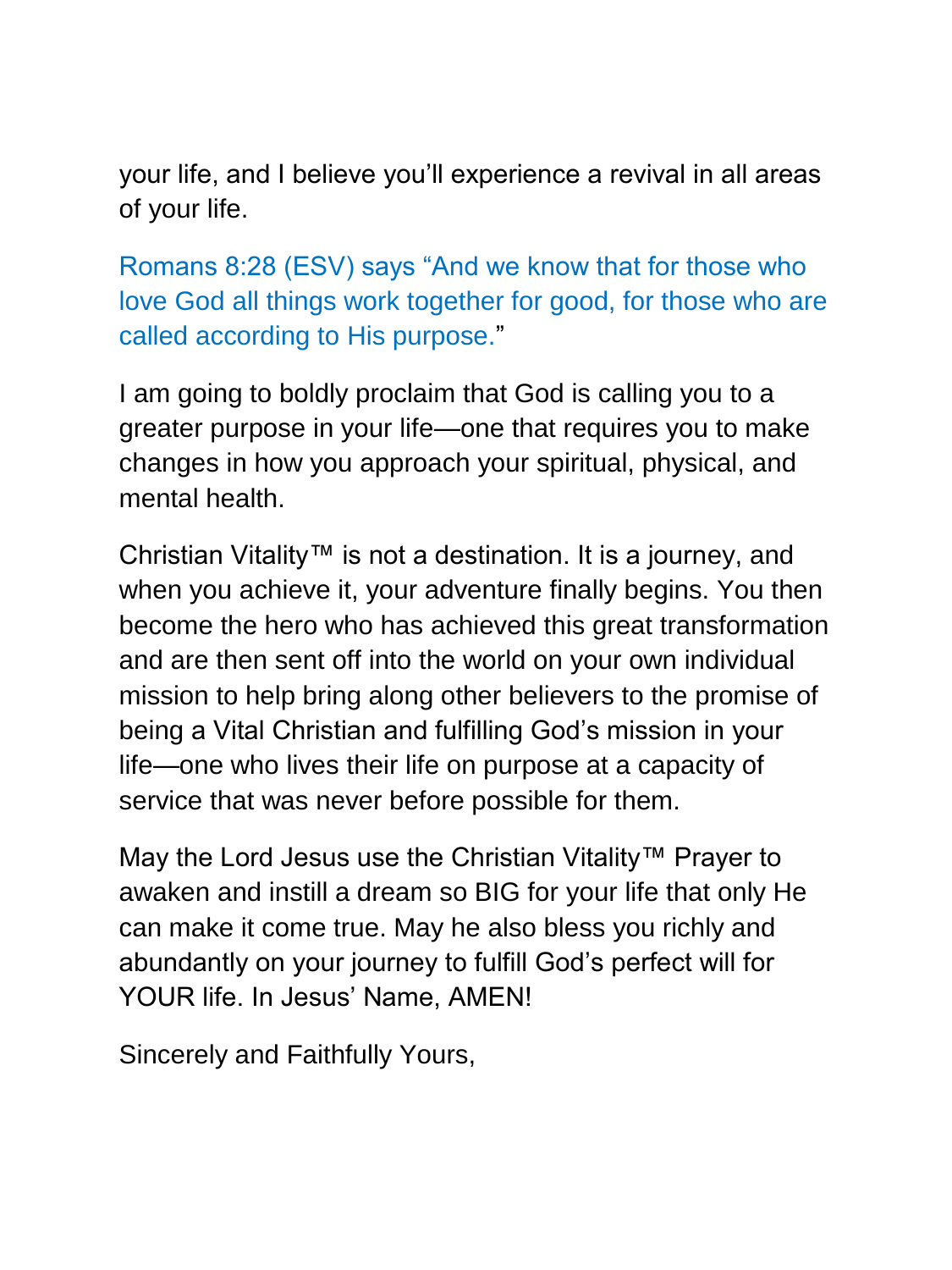your life, and I believe you'll experience a revival in all areas of your life.

Romans 8:28 (ESV) says "And we know that for those who love God all things work together for good, for those who are called according to His purpose."

I am going to boldly proclaim that God is calling you to a greater purpose in your life—one that requires you to make changes in how you approach your spiritual, physical, and mental health.

Christian Vitality™ is not a destination. It is a journey, and when you achieve it, your adventure finally begins. You then become the hero who has achieved this great transformation and are then sent off into the world on your own individual mission to help bring along other believers to the promise of being a Vital Christian and fulfilling God's mission in your life—one who lives their life on purpose at a capacity of service that was never before possible for them.

May the Lord Jesus use the Christian Vitality™ Prayer to awaken and instill a dream so BIG for your life that only He can make it come true. May he also bless you richly and abundantly on your journey to fulfill God's perfect will for YOUR life. In Jesus' Name, AMEN!

Sincerely and Faithfully Yours,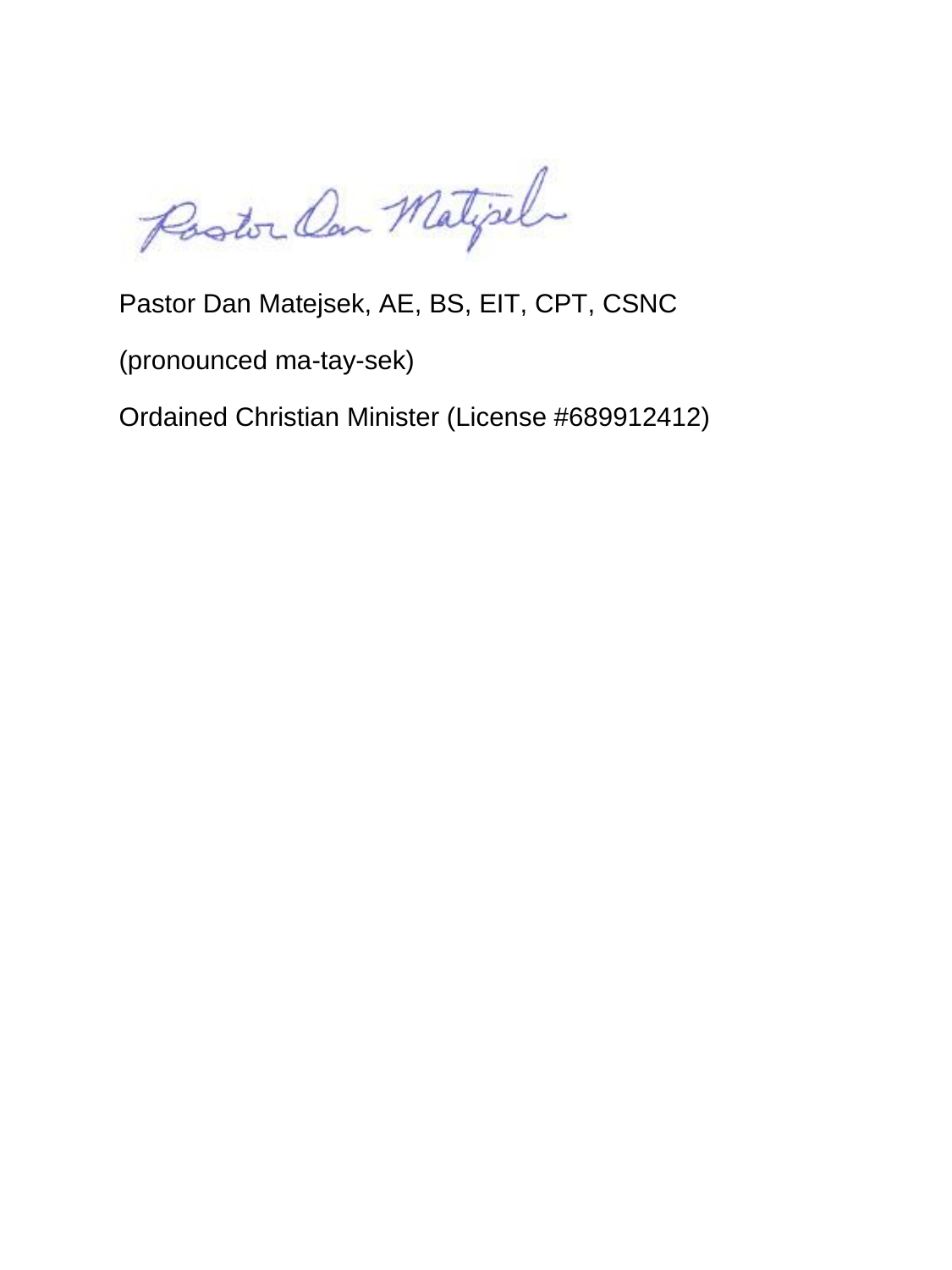Pastor Dan Matejsek, AE, BS, EIT, CPT, CSNC

(pronounced ma-tay-sek)

Ordained Christian Minister (License #689912412)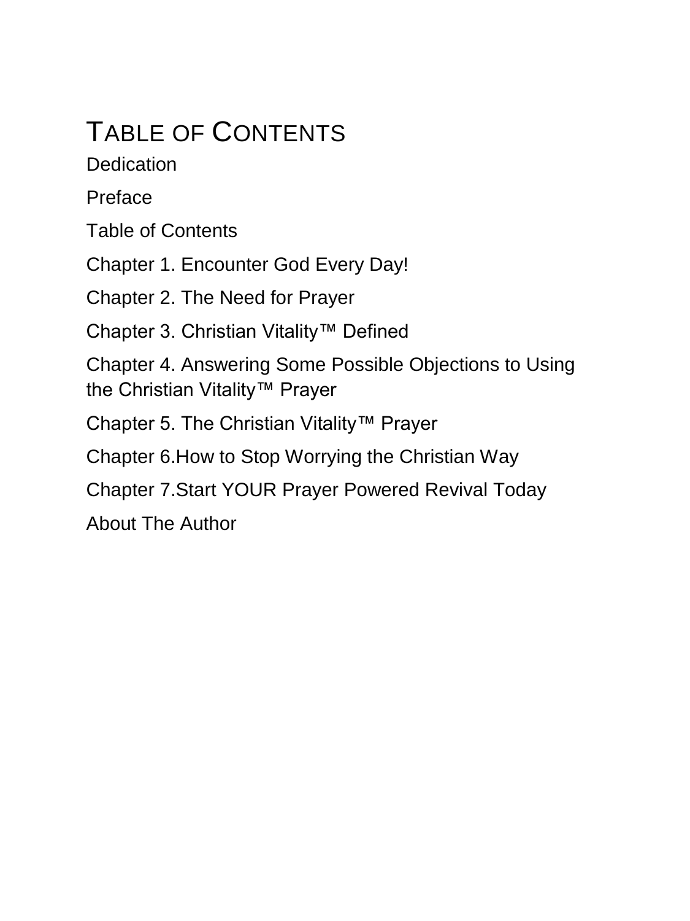# TABLE OF CONTENTS

Dedication

Preface

Table of Contents

Chapter 1. Encounter God Every Day!

Chapter 2. The Need for Prayer

Chapter 3. Christian Vitality™ Defined

Chapter 4. Answering Some Possible Objections to Using the Christian Vitality™ Prayer

Chapter 5. The Christian Vitality™ Prayer

Chapter 6.How to Stop Worrying the Christian Way

Chapter 7.Start YOUR Prayer Powered Revival Today

About The Author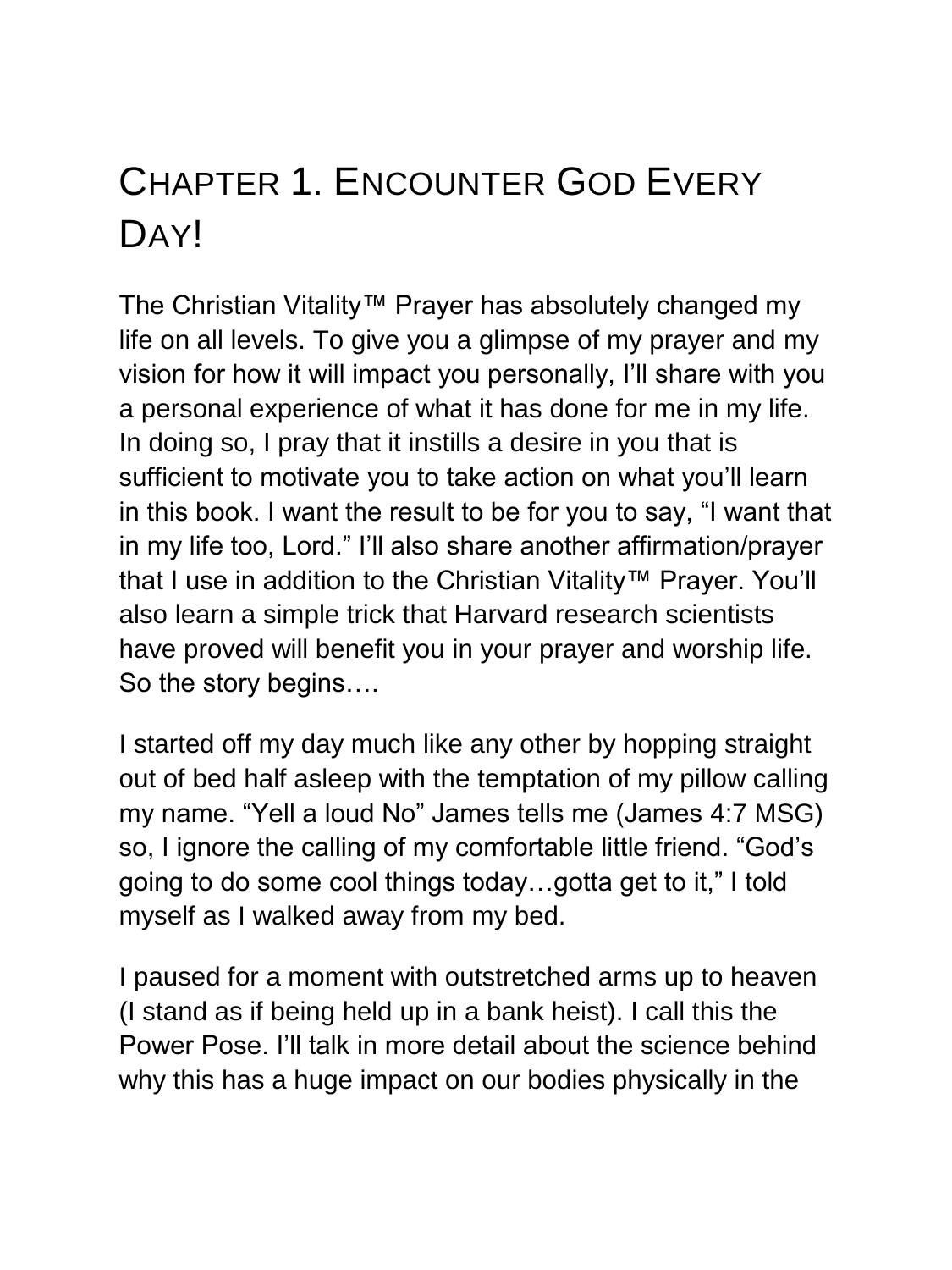# Chapter 1. Encounter God Every Day!

The Christian Vitality™ Prayer has absolutely changed my life on all levels. To give you a glimpse of my prayer and my vision for how it will impact you personally, I'll share with you a personal experience of what it has done for me in my life. In doing so, I pray that it instills a desire in you that is sufficient to motivate you to take action on what you'll learn in this book. I want the result to be for you to say, "I want that in my life too, Lord." I'll also share another affirmation/prayer that I use in addition to the Christian Vitality™ Prayer. You'll also learn a simple trick that Harvard research scientists have proved will benefit you in your prayer and worship life. So the story begins….

I started off my day much like any other by hopping straight out of bed half asleep with the temptation of my pillow calling my name. "Yell a loud No" James tells me (James 4:7 MSG) so, I ignore the calling of my comfortable little friend. "God's going to do some cool things today…gotta get to it," I told myself as I walked away from my bed.

I paused for a moment with outstretched arms up to heaven (I stand as if being held up in a bank heist). I call this the Power Pose. I'll talk in more detail about the science behind why this has a huge impact on our bodies physically in the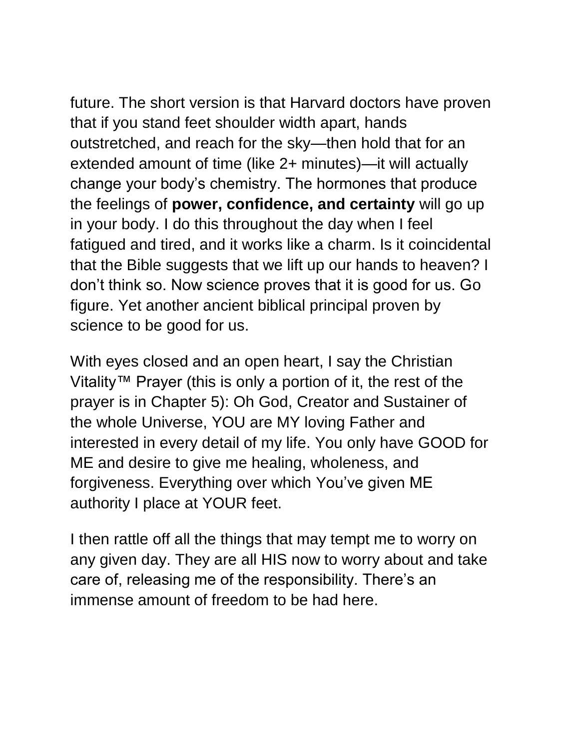future. The short version is that Harvard doctors have proven that if you stand feet shoulder width apart, hands outstretched, and reach for the sky—then hold that for an extended amount of time (like 2+ minutes)—it will actually change your body's chemistry. The hormones that produce the feelings of **power, confidence, and certainty** will go up in your body. I do this throughout the day when I feel fatigued and tired, and it works like a charm. Is it coincidental that the Bible suggests that we lift up our hands to heaven? I don't think so. Now science proves that it is good for us. Go figure. Yet another ancient biblical principal proven by science to be good for us.

With eyes closed and an open heart, I say the Christian Vitality™ Prayer (this is only a portion of it, the rest of the prayer is in Chapter 5): Oh God, Creator and Sustainer of the whole Universe, YOU are MY loving Father and interested in every detail of my life. You only have GOOD for ME and desire to give me healing, wholeness, and forgiveness. Everything over which You've given ME authority I place at YOUR feet.

I then rattle off all the things that may tempt me to worry on any given day. They are all HIS now to worry about and take care of, releasing me of the responsibility. There's an immense amount of freedom to be had here.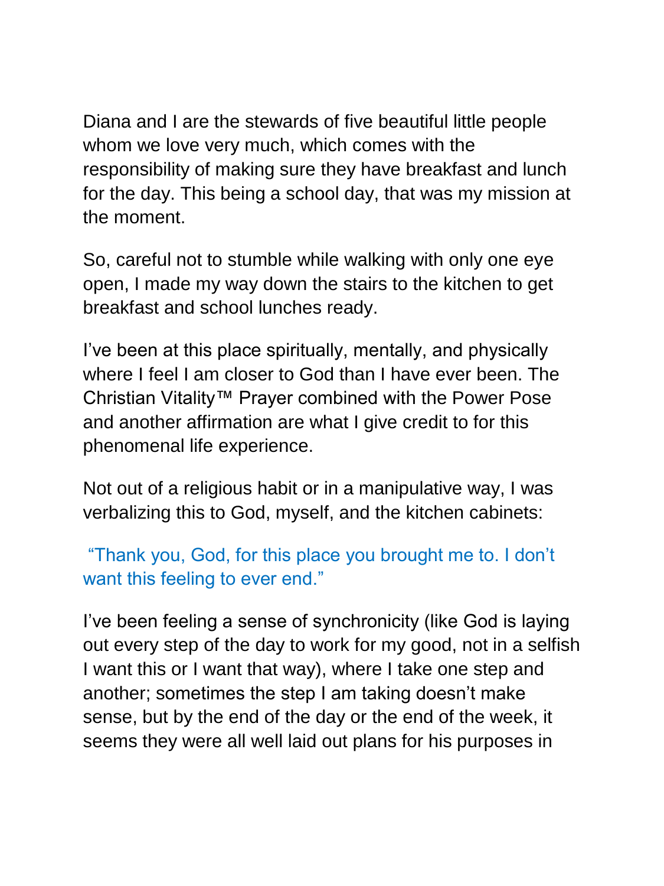Diana and I are the stewards of five beautiful little people whom we love very much, which comes with the responsibility of making sure they have breakfast and lunch for the day. This being a school day, that was my mission at the moment.

So, careful not to stumble while walking with only one eye open, I made my way down the stairs to the kitchen to get breakfast and school lunches ready.

I've been at this place spiritually, mentally, and physically where I feel I am closer to God than I have ever been. The Christian Vitality™ Prayer combined with the Power Pose and another affirmation are what I give credit to for this phenomenal life experience.

Not out of a religious habit or in a manipulative way, I was verbalizing this to God, myself, and the kitchen cabinets:

"Thank you, God, for this place you brought me to. I don't want this feeling to ever end."

I've been feeling a sense of synchronicity (like God is laying out every step of the day to work for my good, not in a selfish I want this or I want that way), where I take one step and another; sometimes the step I am taking doesn't make sense, but by the end of the day or the end of the week, it seems they were all well laid out plans for his purposes in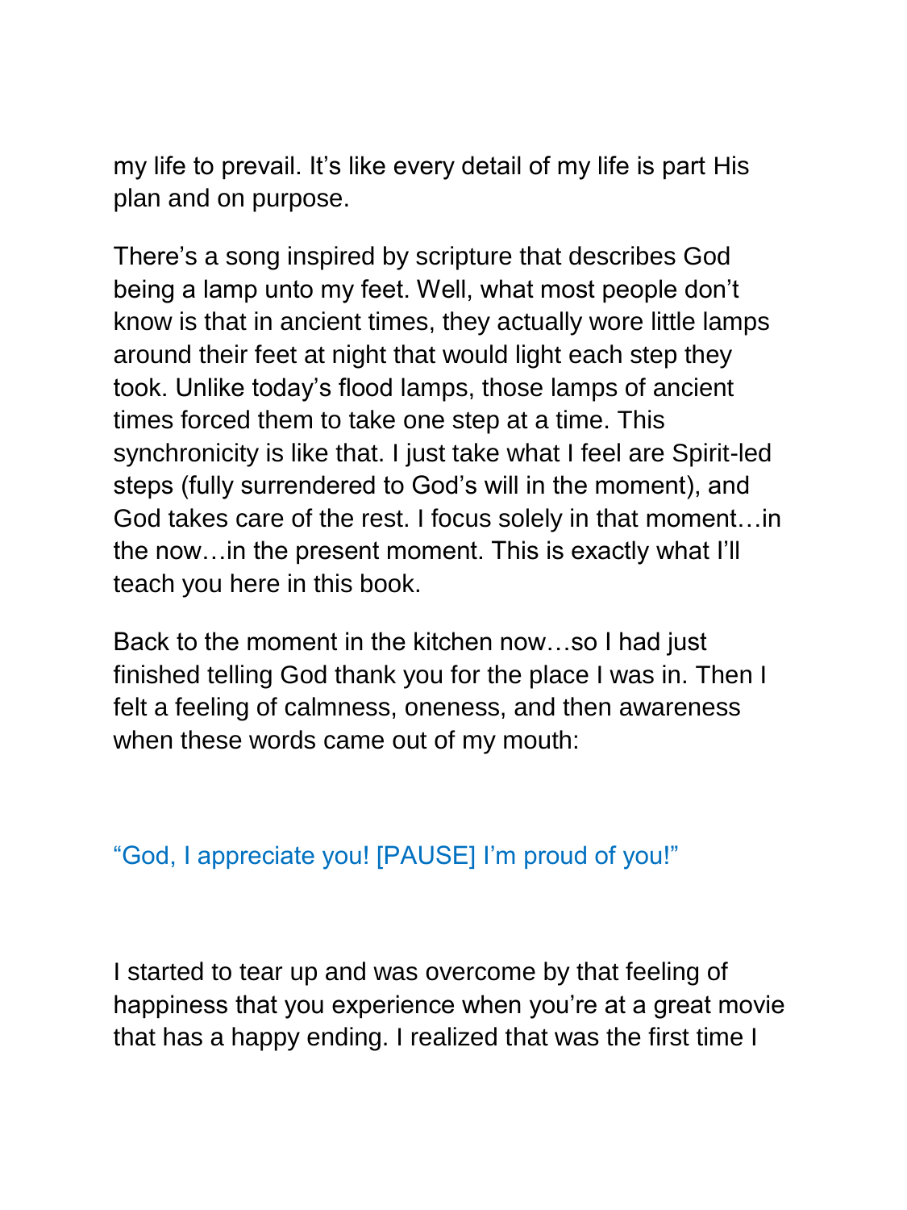my life to prevail. It's like every detail of my life is part His plan and on purpose.

There's a song inspired by scripture that describes God being a lamp unto my feet. Well, what most people don't know is that in ancient times, they actually wore little lamps around their feet at night that would light each step they took. Unlike today's flood lamps, those lamps of ancient times forced them to take one step at a time. This synchronicity is like that. I just take what I feel are Spirit-led steps (fully surrendered to God's will in the moment), and God takes care of the rest. I focus solely in that moment…in the now…in the present moment. This is exactly what I'll teach you here in this book.

Back to the moment in the kitchen now…so I had just finished telling God thank you for the place I was in. Then I felt a feeling of calmness, oneness, and then awareness when these words came out of my mouth:

"God, I appreciate you! [PAUSE] I'm proud of you!"

I started to tear up and was overcome by that feeling of happiness that you experience when you're at a great movie that has a happy ending. I realized that was the first time I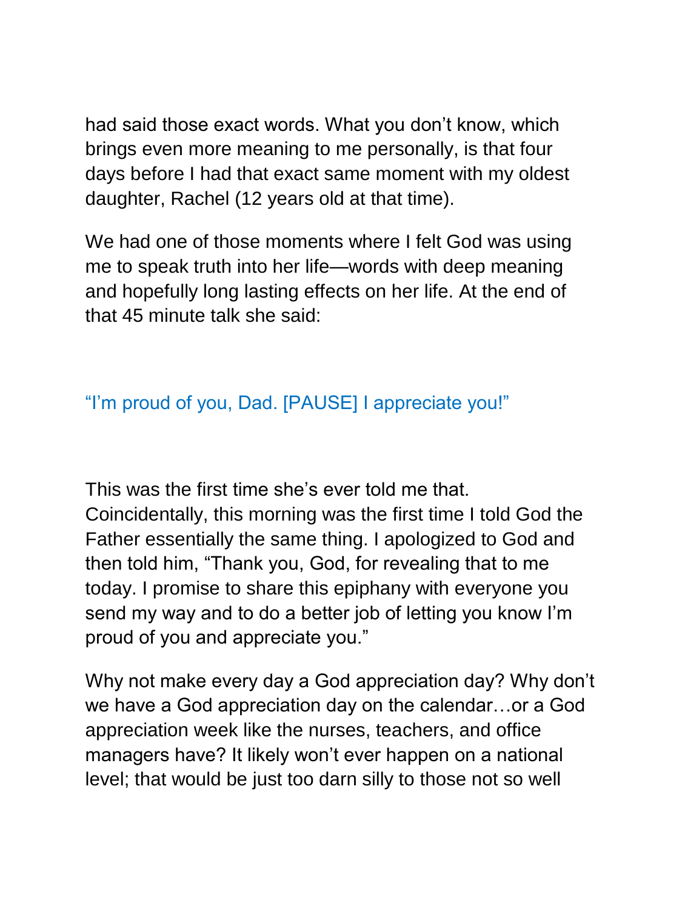had said those exact words. What you don't know, which brings even more meaning to me personally, is that four days before I had that exact same moment with my oldest daughter, Rachel (12 years old at that time).

We had one of those moments where I felt God was using me to speak truth into her life—words with deep meaning and hopefully long lasting effects on her life. At the end of that 45 minute talk she said:

"I'm proud of you, Dad. [PAUSE] I appreciate you!"

This was the first time she's ever told me that. Coincidentally, this morning was the first time I told God the Father essentially the same thing. I apologized to God and then told him, "Thank you, God, for revealing that to me today. I promise to share this epiphany with everyone you send my way and to do a better job of letting you know I'm proud of you and appreciate you."

Why not make every day a God appreciation day? Why don't we have a God appreciation day on the calendar…or a God appreciation week like the nurses, teachers, and office managers have? It likely won't ever happen on a national level; that would be just too darn silly to those not so well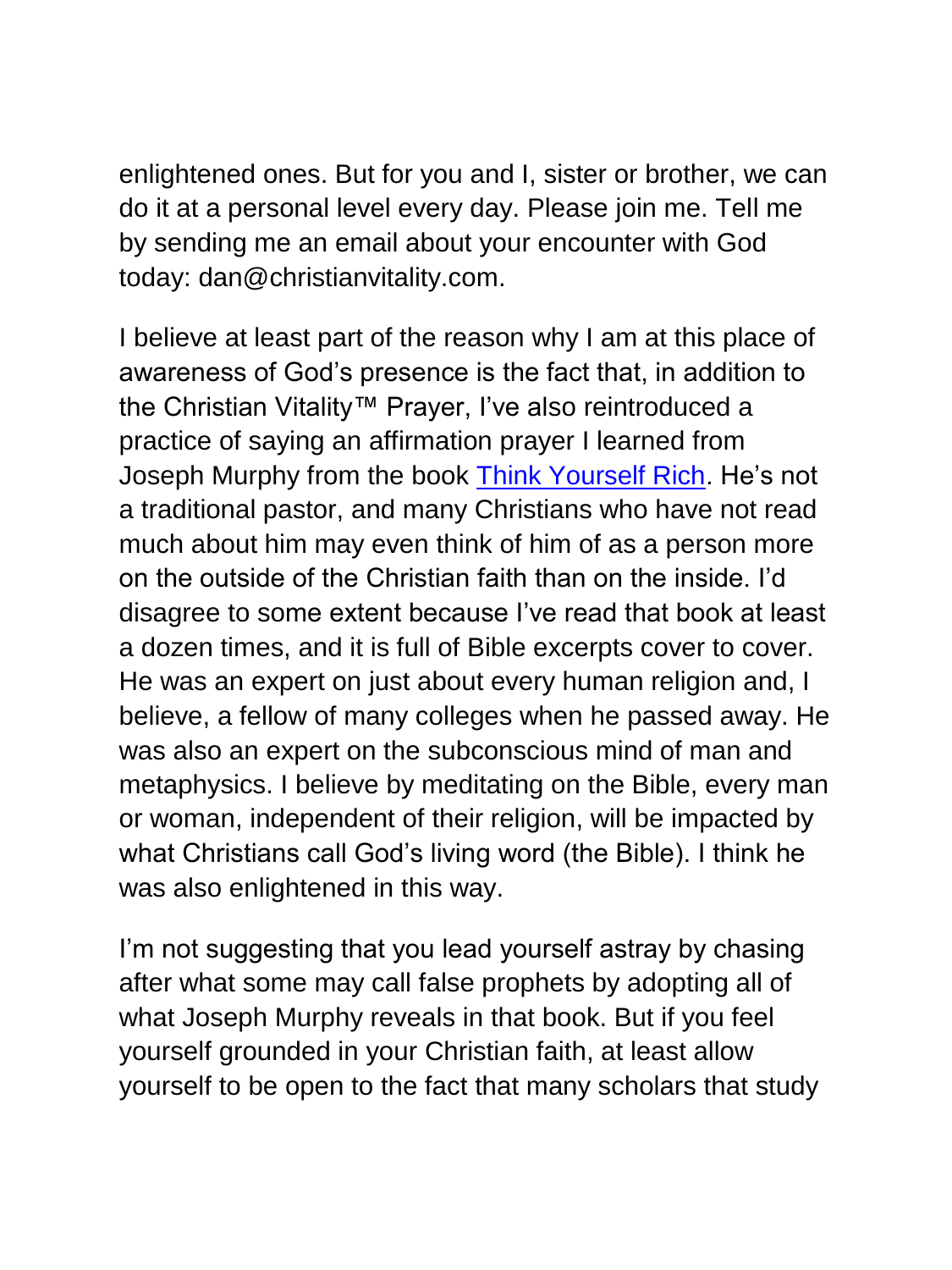enlightened ones. But for you and I, sister or brother, we can do it at a personal level every day. Please join me. Tell me by sending me an email about your encounter with God today: dan@christianvitality.com.

I believe at least part of the reason why I am at this place of awareness of God's presence is the fact that, in addition to the Christian Vitality™ Prayer, I've also reintroduced a practice of saying an affirmation prayer I learned from Joseph Murphy from the book Think Yourself Rich. He's not a traditional pastor, and many Christians who have not read much about him may even think of him of as a person more on the outside of the Christian faith than on the inside. I'd disagree to some extent because I've read that book at least a dozen times, and it is full of Bible excerpts cover to cover. He was an expert on just about every human religion and, I believe, a fellow of many colleges when he passed away. He was also an expert on the subconscious mind of man and metaphysics. I believe by meditating on the Bible, every man or woman, independent of their religion, will be impacted by what Christians call God's living word (the Bible). I think he was also enlightened in this way.

I'm not suggesting that you lead yourself astray by chasing after what some may call false prophets by adopting all of what Joseph Murphy reveals in that book. But if you feel yourself grounded in your Christian faith, at least allow yourself to be open to the fact that many scholars that study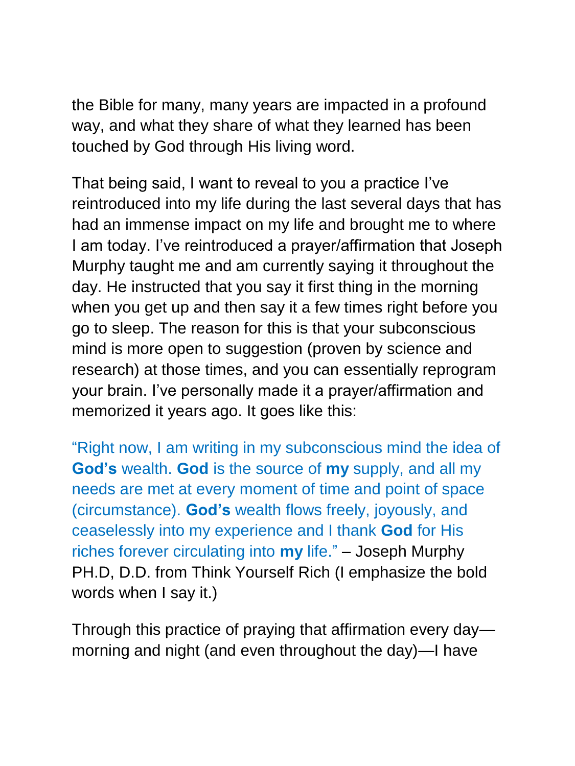the Bible for many, many years are impacted in a profound way, and what they share of what they learned has been touched by God through His living word.

That being said, I want to reveal to you a practice I've reintroduced into my life during the last several days that has had an immense impact on my life and brought me to where I am today. I've reintroduced a prayer/affirmation that Joseph Murphy taught me and am currently saying it throughout the day. He instructed that you say it first thing in the morning when you get up and then say it a few times right before you go to sleep. The reason for this is that your subconscious mind is more open to suggestion (proven by science and research) at those times, and you can essentially reprogram your brain. I've personally made it a prayer/affirmation and memorized it years ago. It goes like this:

"Right now, I am writing in my subconscious mind the idea of **God's** wealth. **God** is the source of **my** supply, and all my needs are met at every moment of time and point of space (circumstance). **God's** wealth flows freely, joyously, and ceaselessly into my experience and I thank **God** for His riches forever circulating into **my** life." – Joseph Murphy PH.D, D.D. from Think Yourself Rich (I emphasize the bold words when I say it.)

Through this practice of praying that affirmation every day—morning and night (and even throughout the day)—I have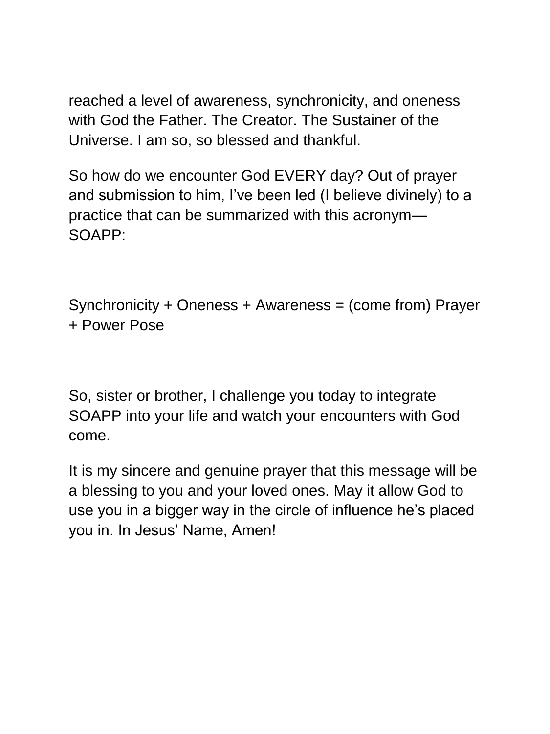reached a level of awareness, synchronicity, and oneness with God the Father. The Creator. The Sustainer of the Universe. I am so, so blessed and thankful.

So how do we encounter God EVERY day? Out of prayer and submission to him, I've been led (I believe divinely) to a practice that can be summarized with this acronym—SOAPP:

Synchronicity + Oneness + Awareness = (come from) Prayer + Power Pose

So, sister or brother, I challenge you today to integrate SOAPP into your life and watch your encounters with God come.

It is my sincere and genuine prayer that this message will be a blessing to you and your loved ones. May it allow God to use you in a bigger way in the circle of influence he's placed you in. In Jesus' Name, Amen!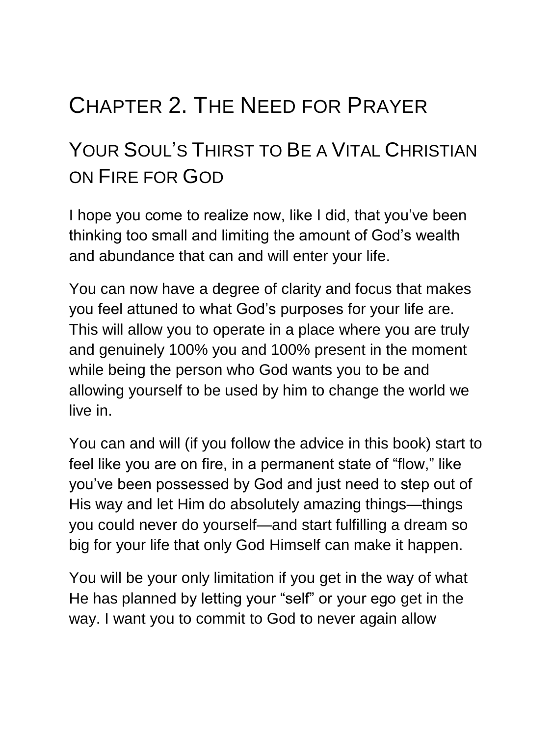# Chapter 2. The Need for Prayer

## Your Soul's Thirst to Be a Vital Christian on Fire for God

I hope you come to realize now, like I did, that you've been thinking too small and limiting the amount of God's wealth and abundance that can and will enter your life.

You can now have a degree of clarity and focus that makes you feel attuned to what God's purposes for your life are. This will allow you to operate in a place where you are truly and genuinely 100% you and 100% present in the moment while being the person who God wants you to be and allowing yourself to be used by him to change the world we live in.

You can and will (if you follow the advice in this book) start to feel like you are on fire, in a permanent state of "flow," like you've been possessed by God and just need to step out of His way and let Him do absolutely amazing things—things you could never do yourself—and start fulfilling a dream so big for your life that only God Himself can make it happen.

You will be your only limitation if you get in the way of what He has planned by letting your "self" or your ego get in the way. I want you to commit to God to never again allow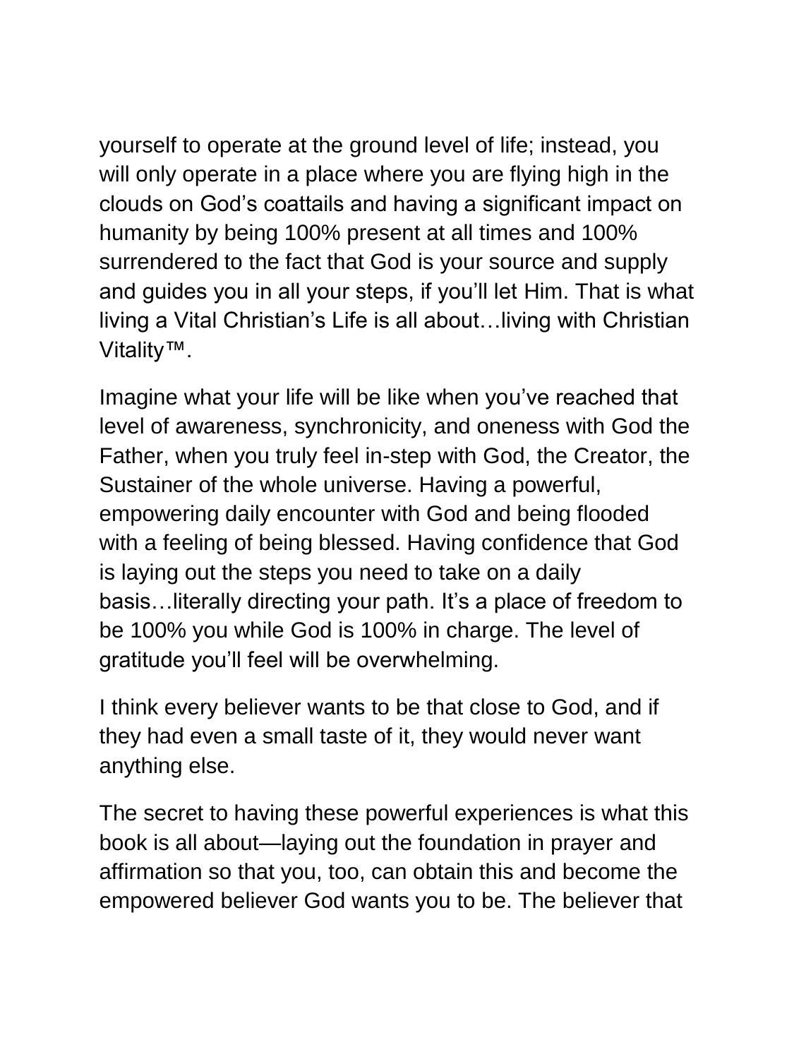yourself to operate at the ground level of life; instead, you will only operate in a place where you are flying high in the clouds on God's coattails and having a significant impact on humanity by being 100% present at all times and 100% surrendered to the fact that God is your source and supply and guides you in all your steps, if you'll let Him. That is what living a Vital Christian's Life is all about…living with Christian Vitality™.

Imagine what your life will be like when you've reached that level of awareness, synchronicity, and oneness with God the Father, when you truly feel in-step with God, the Creator, the Sustainer of the whole universe. Having a powerful, empowering daily encounter with God and being flooded with a feeling of being blessed. Having confidence that God is laying out the steps you need to take on a daily basis…literally directing your path. It's a place of freedom to be 100% you while God is 100% in charge. The level of gratitude you'll feel will be overwhelming.

I think every believer wants to be that close to God, and if they had even a small taste of it, they would never want anything else.

The secret to having these powerful experiences is what this book is all about—laying out the foundation in prayer and affirmation so that you, too, can obtain this and become the empowered believer God wants you to be. The believer that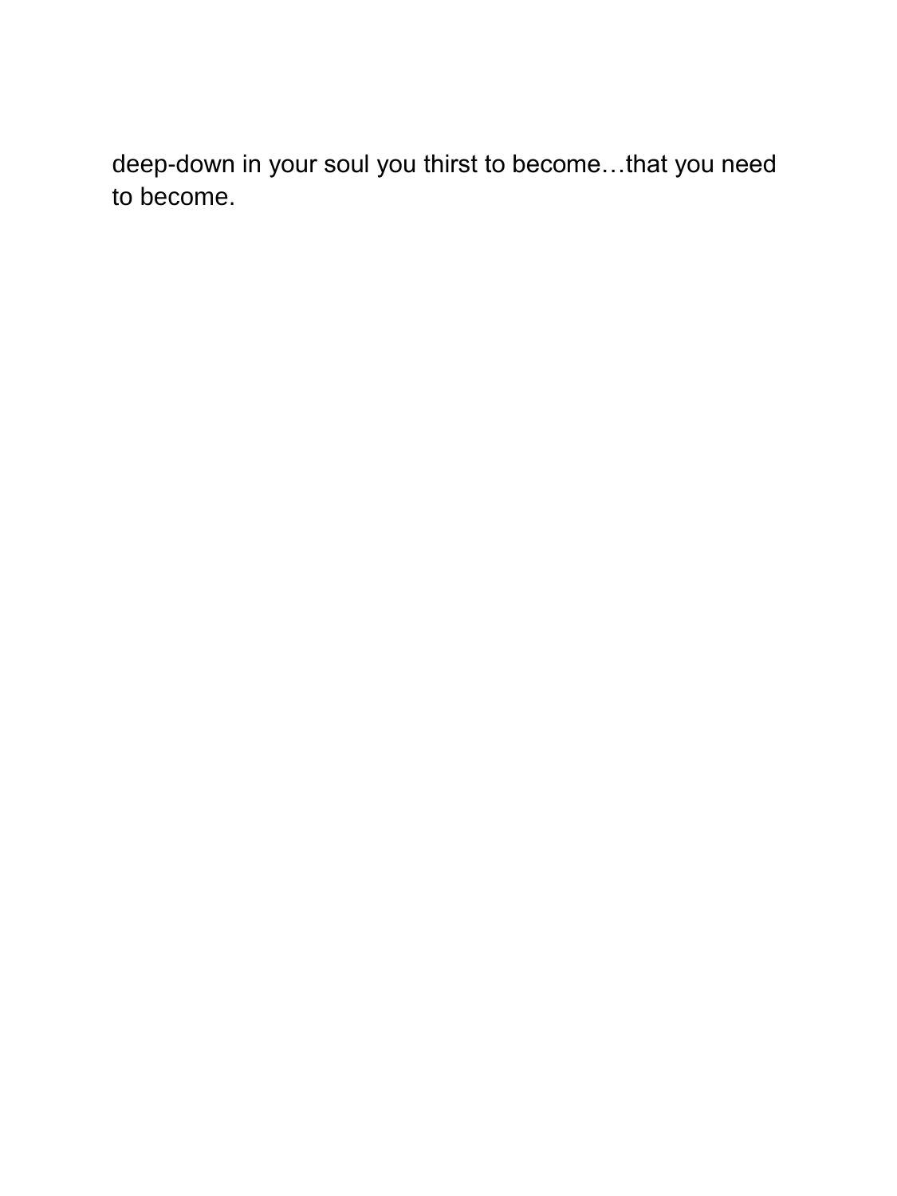deep-down in your soul you thirst to become…that you need to become.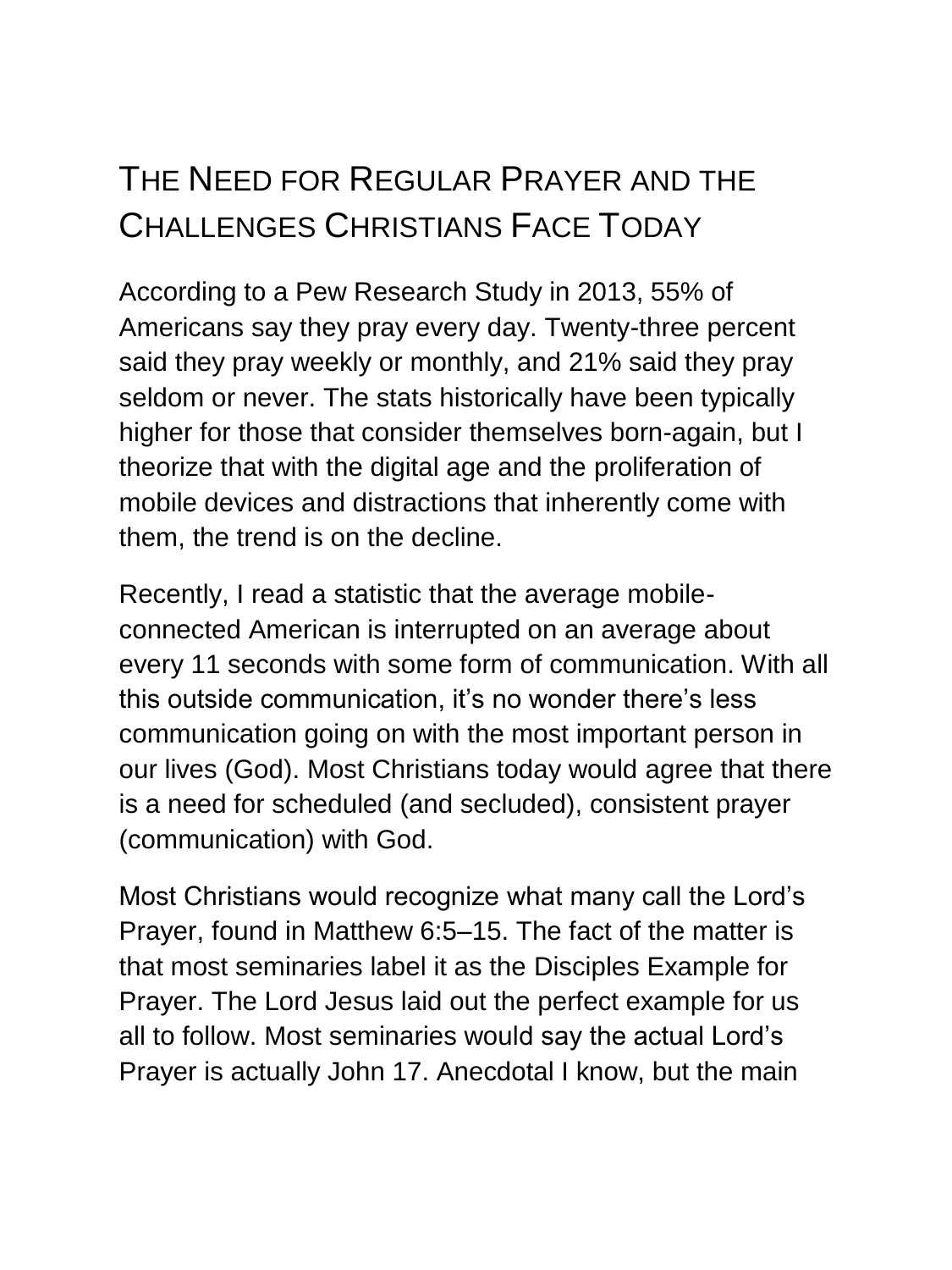# The Need for Regular Prayer and the Challenges Christians Face Today

According to a Pew Research Study in 2013, 55% of Americans say they pray every day. Twenty-three percent said they pray weekly or monthly, and 21% said they pray seldom or never. The stats historically have been typically higher for those that consider themselves born-again, but I theorize that with the digital age and the proliferation of mobile devices and distractions that inherently come with them, the trend is on the decline.

Recently, I read a statistic that the average mobile-connected American is interrupted on an average about every 11 seconds with some form of communication. With all this outside communication, it's no wonder there's less communication going on with the most important person in our lives (God). Most Christians today would agree that there is a need for scheduled (and secluded), consistent prayer (communication) with God.

Most Christians would recognize what many call the Lord's Prayer, found in Matthew 6:5–15. The fact of the matter is that most seminaries label it as the Disciples Example for Prayer. The Lord Jesus laid out the perfect example for us all to follow. Most seminaries would say the actual Lord's Prayer is actually John 17. Anecdotal I know, but the main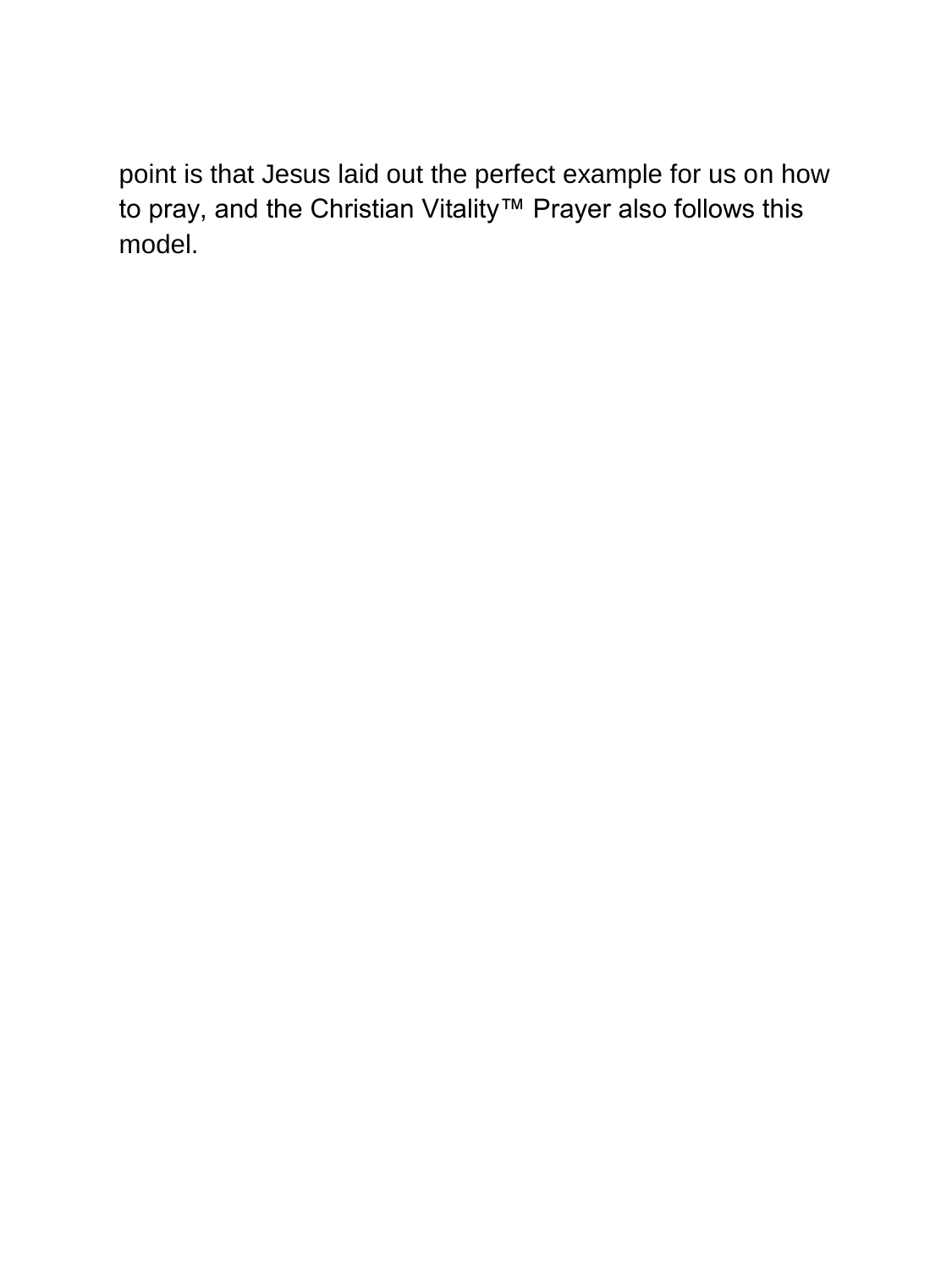point is that Jesus laid out the perfect example for us on how to pray, and the Christian Vitality™ Prayer also follows this model.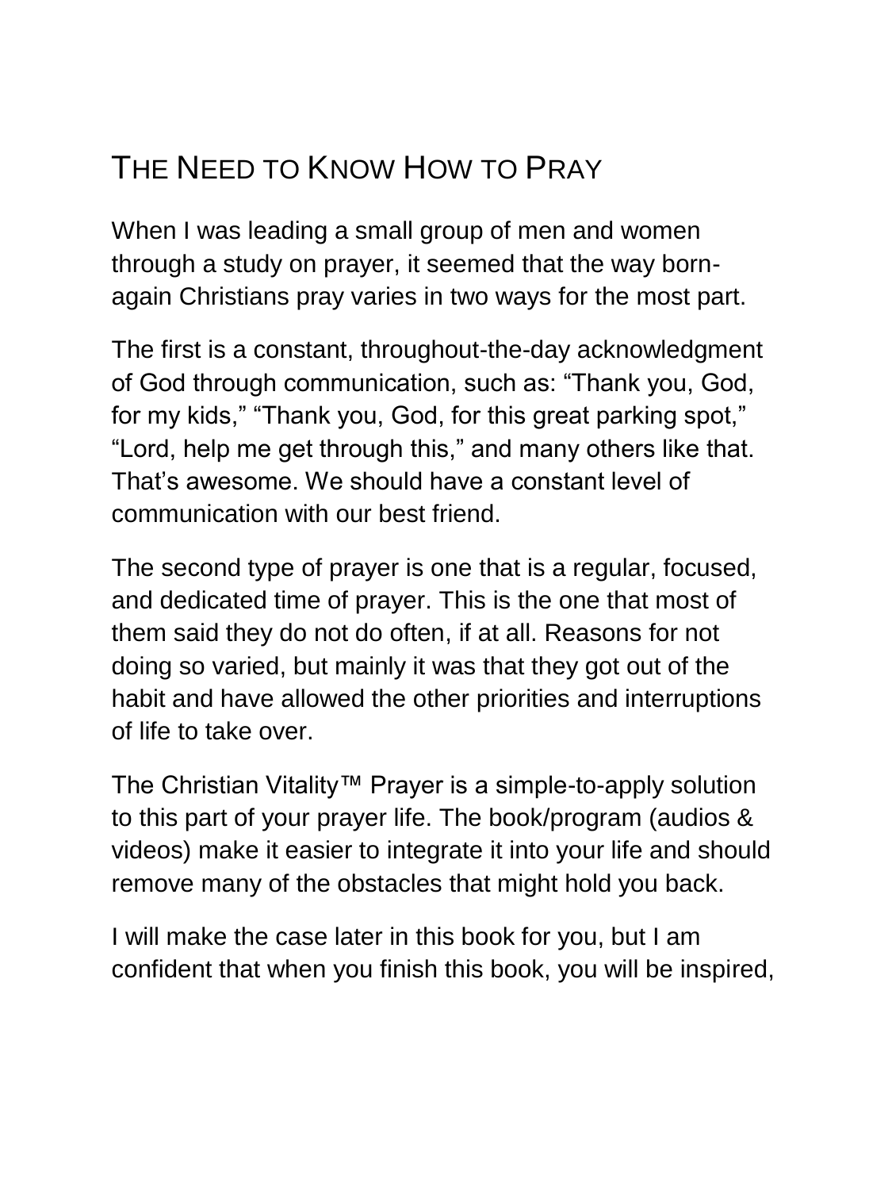# The Need to Know How to Pray

When I was leading a small group of men and women through a study on prayer, it seemed that the way born-again Christians pray varies in two ways for the most part.

The first is a constant, throughout-the-day acknowledgment of God through communication, such as: “Thank you, God, for my kids,” “Thank you, God, for this great parking spot,” “Lord, help me get through this,” and many others like that. That’s awesome. We should have a constant level of communication with our best friend.

The second type of prayer is one that is a regular, focused, and dedicated time of prayer. This is the one that most of them said they do not do often, if at all. Reasons for not doing so varied, but mainly it was that they got out of the habit and have allowed the other priorities and interruptions of life to take over.

The Christian Vitality™ Prayer is a simple-to-apply solution to this part of your prayer life. The book/program (audios & videos) make it easier to integrate it into your life and should remove many of the obstacles that might hold you back.

I will make the case later in this book for you, but I am confident that when you finish this book, you will be inspired,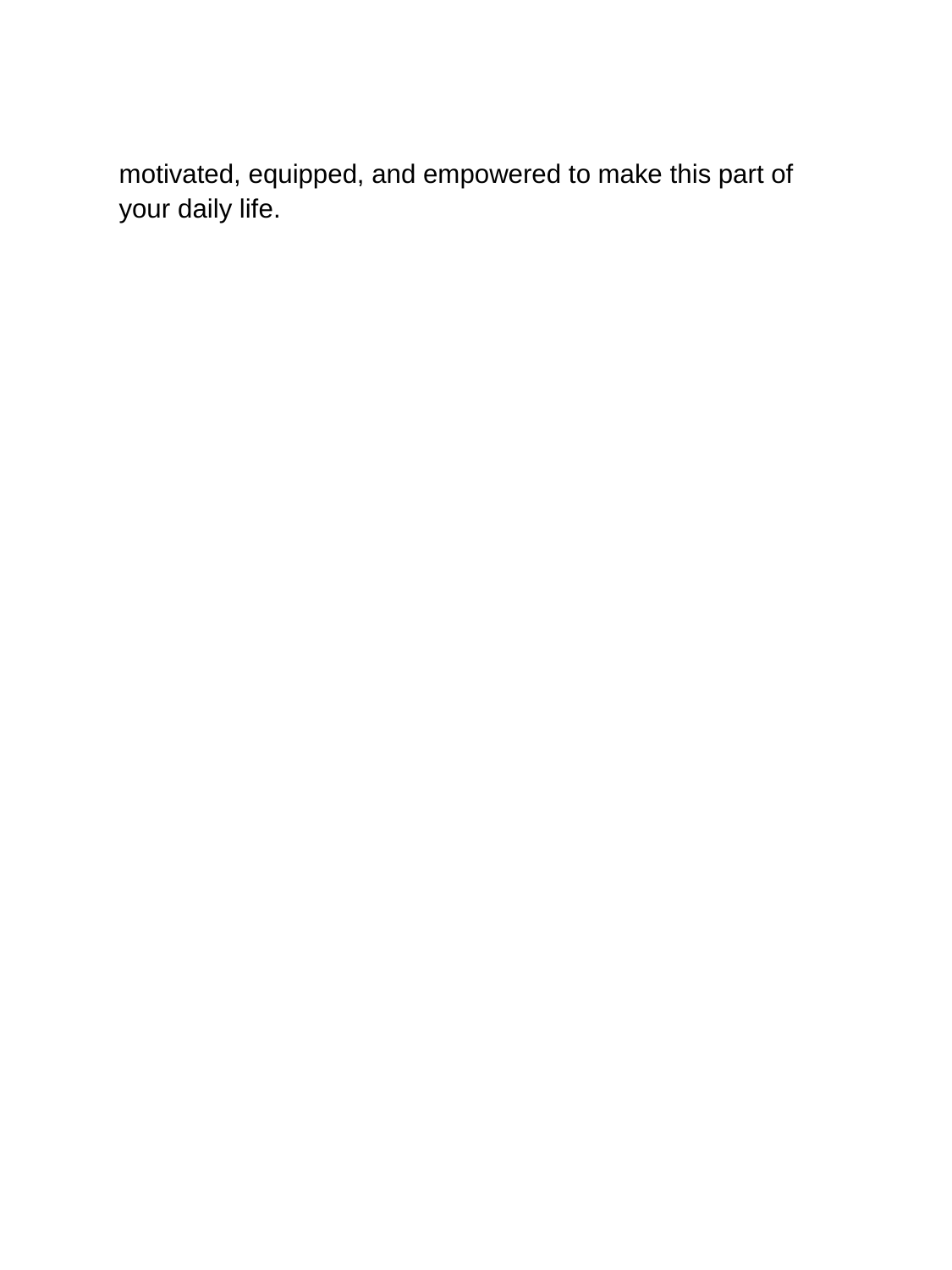motivated, equipped, and empowered to make this part of your daily life.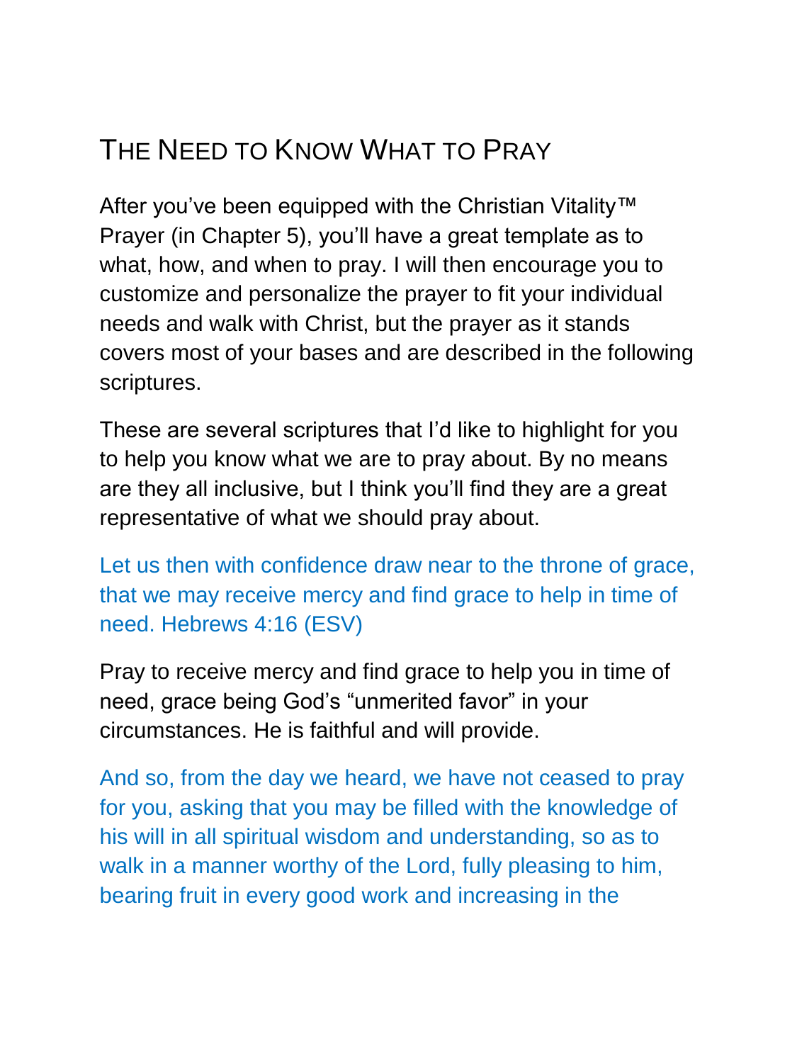## The Need to Know What to Pray

After you've been equipped with the Christian Vitality™ Prayer (in Chapter 5), you'll have a great template as to what, how, and when to pray. I will then encourage you to customize and personalize the prayer to fit your individual needs and walk with Christ, but the prayer as it stands covers most of your bases and are described in the following scriptures.

These are several scriptures that I'd like to highlight for you to help you know what we are to pray about. By no means are they all inclusive, but I think you'll find they are a great representative of what we should pray about.

Let us then with confidence draw near to the throne of grace, that we may receive mercy and find grace to help in time of need. Hebrews 4:16 (ESV)

Pray to receive mercy and find grace to help you in time of need, grace being God's "unmerited favor" in your circumstances. He is faithful and will provide.

And so, from the day we heard, we have not ceased to pray for you, asking that you may be filled with the knowledge of his will in all spiritual wisdom and understanding, so as to walk in a manner worthy of the Lord, fully pleasing to him, bearing fruit in every good work and increasing in the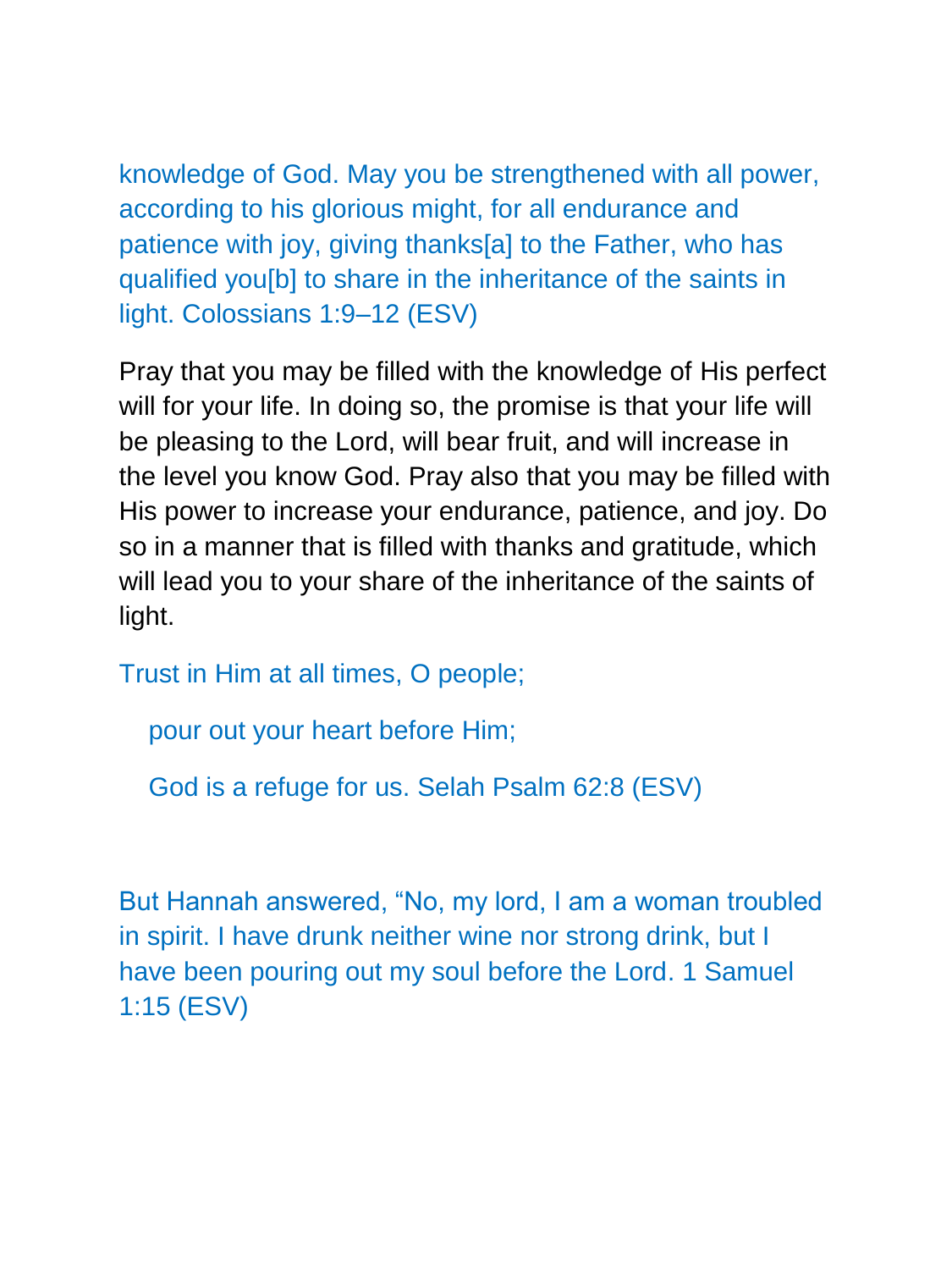knowledge of God. May you be strengthened with all power, according to his glorious might, for all endurance and patience with joy, giving thanks[a] to the Father, who has qualified you[b] to share in the inheritance of the saints in light. Colossians 1:9–12 (ESV)

Pray that you may be filled with the knowledge of His perfect will for your life. In doing so, the promise is that your life will be pleasing to the Lord, will bear fruit, and will increase in the level you know God. Pray also that you may be filled with His power to increase your endurance, patience, and joy. Do so in a manner that is filled with thanks and gratitude, which will lead you to your share of the inheritance of the saints of light.

Trust in Him at all times, O people;

pour out your heart before Him;

God is a refuge for us. Selah Psalm 62:8 (ESV)

But Hannah answered, “No, my lord, I am a woman troubled in spirit. I have drunk neither wine nor strong drink, but I have been pouring out my soul before the Lord. 1 Samuel 1:15 (ESV)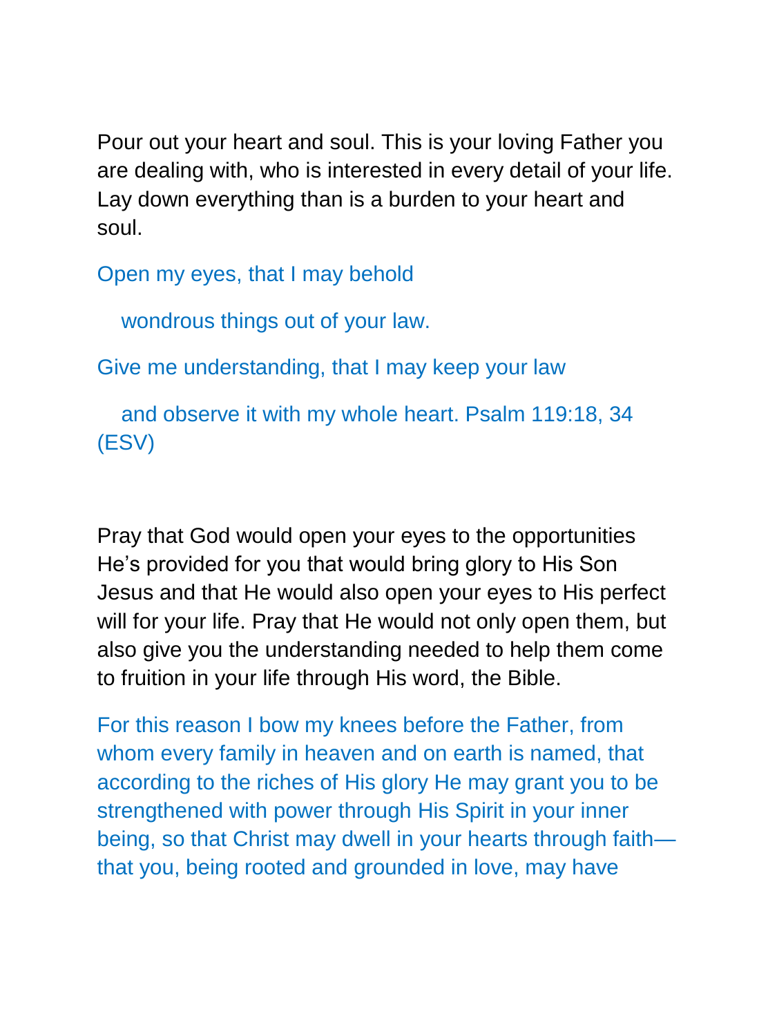Pour out your heart and soul. This is your loving Father you are dealing with, who is interested in every detail of your life. Lay down everything than is a burden to your heart and soul.

Open my eyes, that I may behold

wondrous things out of your law.

Give me understanding, that I may keep your law

and observe it with my whole heart. Psalm 119:18, 34 (ESV)

Pray that God would open your eyes to the opportunities He's provided for you that would bring glory to His Son Jesus and that He would also open your eyes to His perfect will for your life. Pray that He would not only open them, but also give you the understanding needed to help them come to fruition in your life through His word, the Bible.

For this reason I bow my knees before the Father, from whom every family in heaven and on earth is named, that according to the riches of His glory He may grant you to be strengthened with power through His Spirit in your inner being, so that Christ may dwell in your hearts through faith—that you, being rooted and grounded in love, may have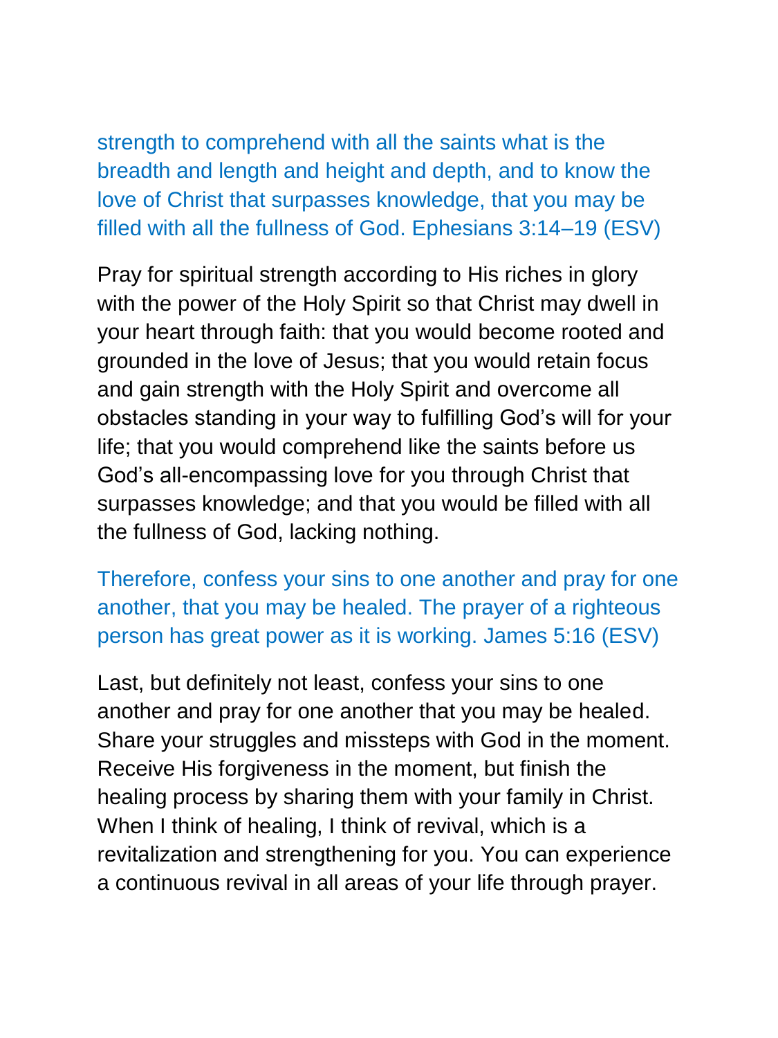strength to comprehend with all the saints what is the breadth and length and height and depth, and to know the love of Christ that surpasses knowledge, that you may be filled with all the fullness of God. Ephesians 3:14–19 (ESV)

Pray for spiritual strength according to His riches in glory with the power of the Holy Spirit so that Christ may dwell in your heart through faith: that you would become rooted and grounded in the love of Jesus; that you would retain focus and gain strength with the Holy Spirit and overcome all obstacles standing in your way to fulfilling God's will for your life; that you would comprehend like the saints before us God's all-encompassing love for you through Christ that surpasses knowledge; and that you would be filled with all the fullness of God, lacking nothing.

Therefore, confess your sins to one another and pray for one another, that you may be healed. The prayer of a righteous person has great power as it is working. James 5:16 (ESV)

Last, but definitely not least, confess your sins to one another and pray for one another that you may be healed. Share your struggles and missteps with God in the moment. Receive His forgiveness in the moment, but finish the healing process by sharing them with your family in Christ. When I think of healing, I think of revival, which is a revitalization and strengthening for you. You can experience a continuous revival in all areas of your life through prayer.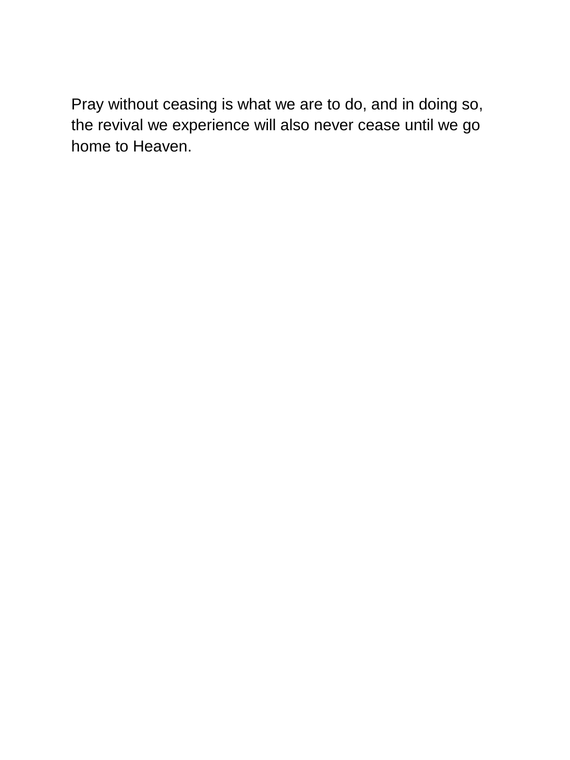Pray without ceasing is what we are to do, and in doing so, the revival we experience will also never cease until we go home to Heaven.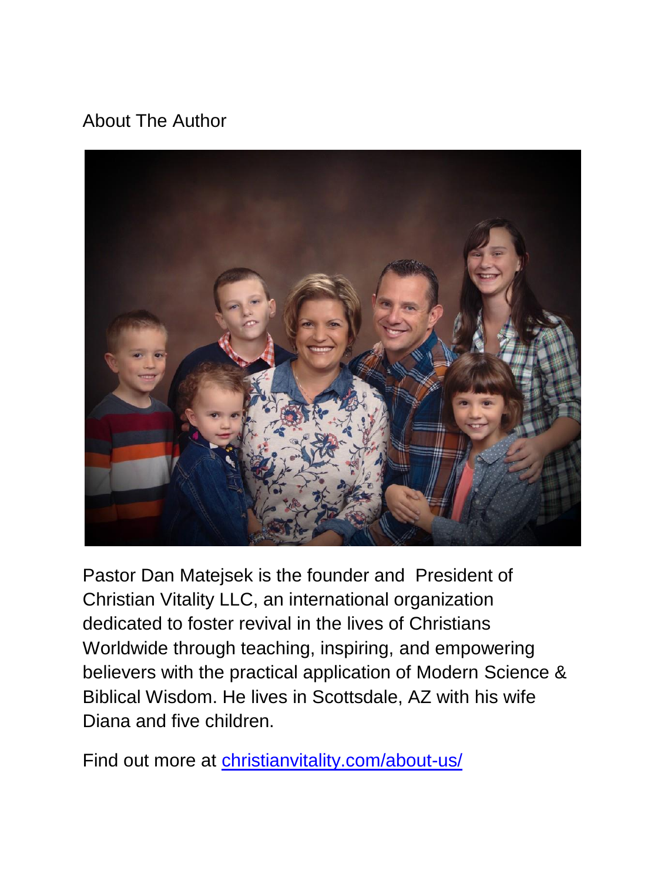## About The Author

Pastor Dan Matejsek is the founder and President of Christian Vitality LLC, an international organization dedicated to foster revival in the lives of Christians Worldwide through teaching, inspiring, and empowering believers with the practical application of Modern Science & Biblical Wisdom. He lives in Scottsdale, AZ with his wife Diana and five children.

Find out more at [christianvitality.com/about-us/](christianvitality.com/about-us/)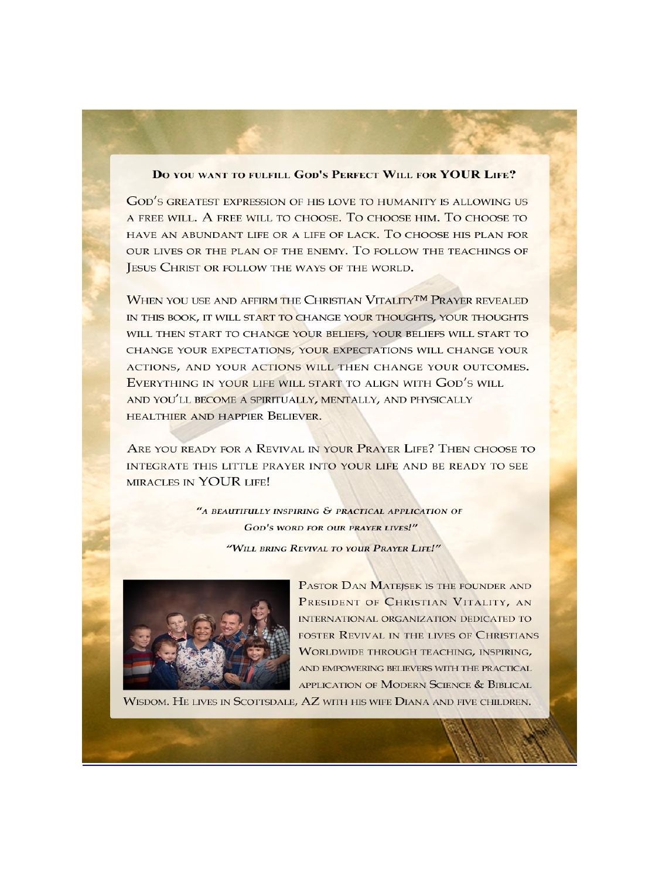**Do you want to fulfill God's Perfect Will for YOUR Life?**

God's greatest expression of his love to humanity is allowing us a free will. A free will to choose. To choose him. To choose to have an abundant life or a life of lack. To choose his plan for our lives or the plan of the enemy. To follow the teachings of Jesus Christ or follow the ways of the world.

When you use and affirm the Christian Vitality™ Prayer revealed in this book, it will start to change your thoughts, your thoughts will then start to change your beliefs, your beliefs will start to change your expectations, your expectations will change your actions, and your actions will then change your outcomes. Everything in your life will start to align with God's will and you'll become a spiritually, mentally, and physically healthier and happier Believer.

Are you ready for a Revival in your Prayer Life? Then choose to integrate this little prayer into your life and be ready to see miracles in YOUR life!

*"A beautifully inspiring & practical application of God's word for our prayer lives!"*

*"Will bring Revival to your Prayer Life!"*

Pastor Dan Matejsek is the founder and President of Christian Vitality, an international organization dedicated to foster Revival in the lives of Christians Worldwide through teaching, inspiring, and empowering believers with the practical application of Modern Science & Biblical Wisdom. He lives in Scottsdale, AZ with his wife Diana and five children.